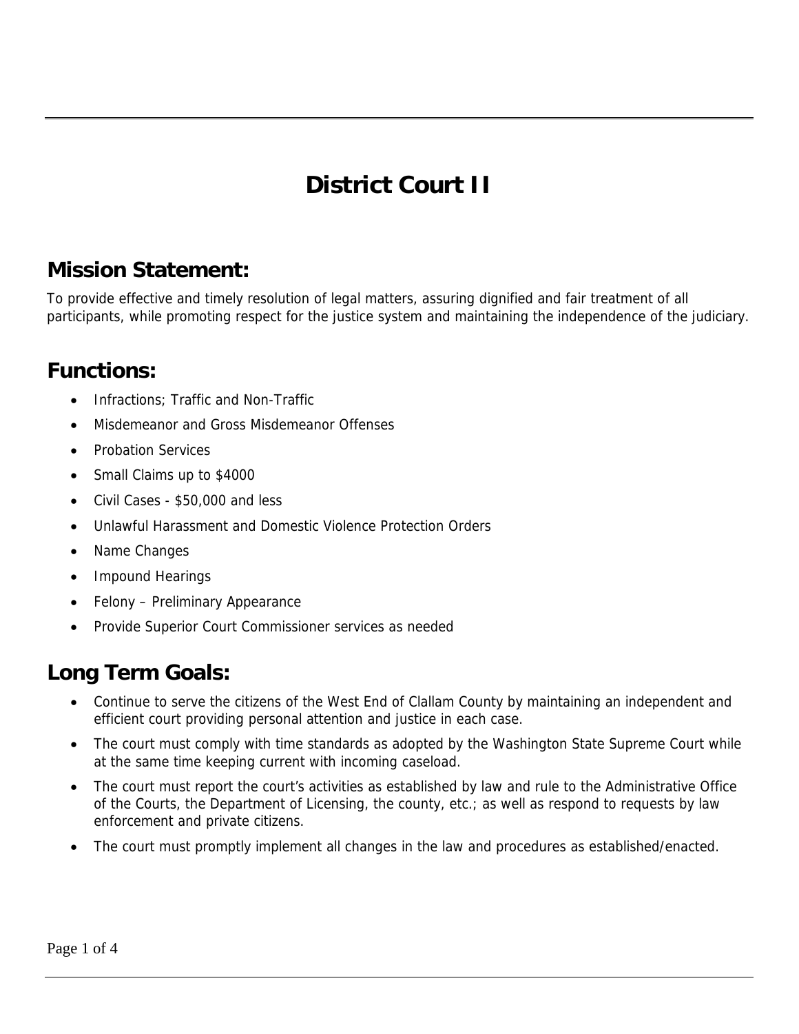# District Court II

## Mission Statement:

To provide effective and timely resolution of legal matters, assuring dignified and fair treatment of all participants, while promoting respect for the justice system and maintaining the independence of the judiciary.

## Functions:

- Infractions; Traffic and Non-Traffic
- Misdemeanor and Gross Misdemeanor Offenses
- Probation Services
- Small Claims up to $4000
- Civil Cases - $50,000 and less
- Unlawful Harassment and Domestic Violence Protection Orders
- Name Changes
- Impound Hearings
- Felony – Preliminary Appearance
- Provide Superior Court Commissioner services as needed

## Long Term Goals:

- Continue to serve the citizens of the West End of Clallam County by maintaining an independent and efficient court providing personal attention and justice in each case.
- The court must comply with time standards as adopted by the Washington State Supreme Court while at the same time keeping current with incoming caseload.
- The court must report the court's activities as established by law and rule to the Administrative Office of the Courts, the Department of Licensing, the county, etc.; as well as respond to requests by law enforcement and private citizens.
- The court must promptly implement all changes in the law and procedures as established/enacted.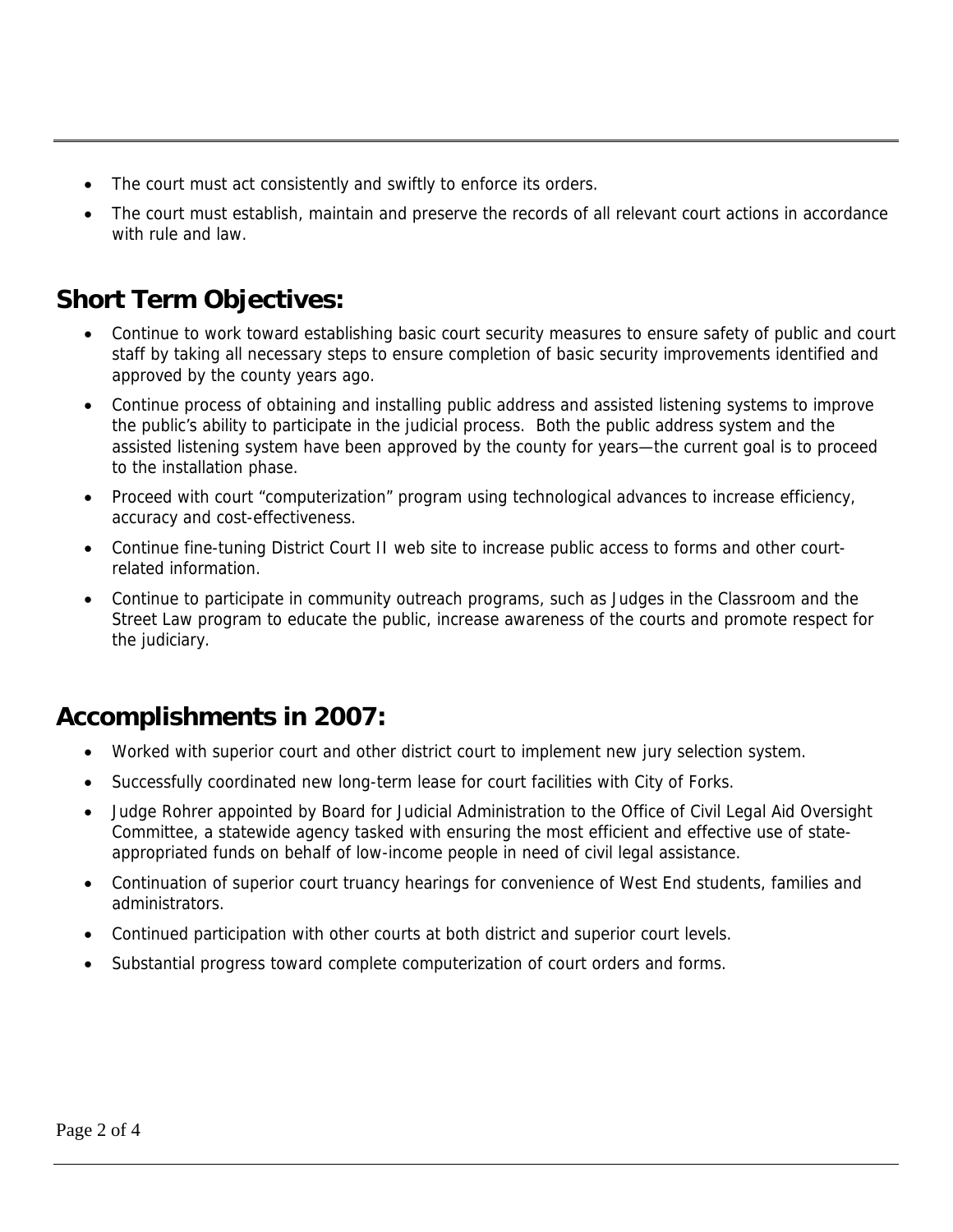- The court must act consistently and swiftly to enforce its orders.
- The court must establish, maintain and preserve the records of all relevant court actions in accordance with rule and law.

## Short Term Objectives:

- Continue to work toward establishing basic court security measures to ensure safety of public and court staff by taking all necessary steps to ensure completion of basic security improvements identified and approved by the county years ago.
- Continue process of obtaining and installing public address and assisted listening systems to improve the public's ability to participate in the judicial process. Both the public address system and the assisted listening system have been approved by the county for years—the current goal is to proceed to the installation phase.
- Proceed with court "computerization" program using technological advances to increase efficiency, accuracy and cost-effectiveness.
- Continue fine-tuning District Court II web site to increase public access to forms and other court-related information.
- Continue to participate in community outreach programs, such as Judges in the Classroom and the Street Law program to educate the public, increase awareness of the courts and promote respect for the judiciary.

## Accomplishments in 2007:

- Worked with superior court and other district court to implement new jury selection system.
- Successfully coordinated new long-term lease for court facilities with City of Forks.
- Judge Rohrer appointed by Board for Judicial Administration to the Office of Civil Legal Aid Oversight Committee, a statewide agency tasked with ensuring the most efficient and effective use of state-appropriated funds on behalf of low-income people in need of civil legal assistance.
- Continuation of superior court truancy hearings for convenience of West End students, families and administrators.
- Continued participation with other courts at both district and superior court levels.
- Substantial progress toward complete computerization of court orders and forms.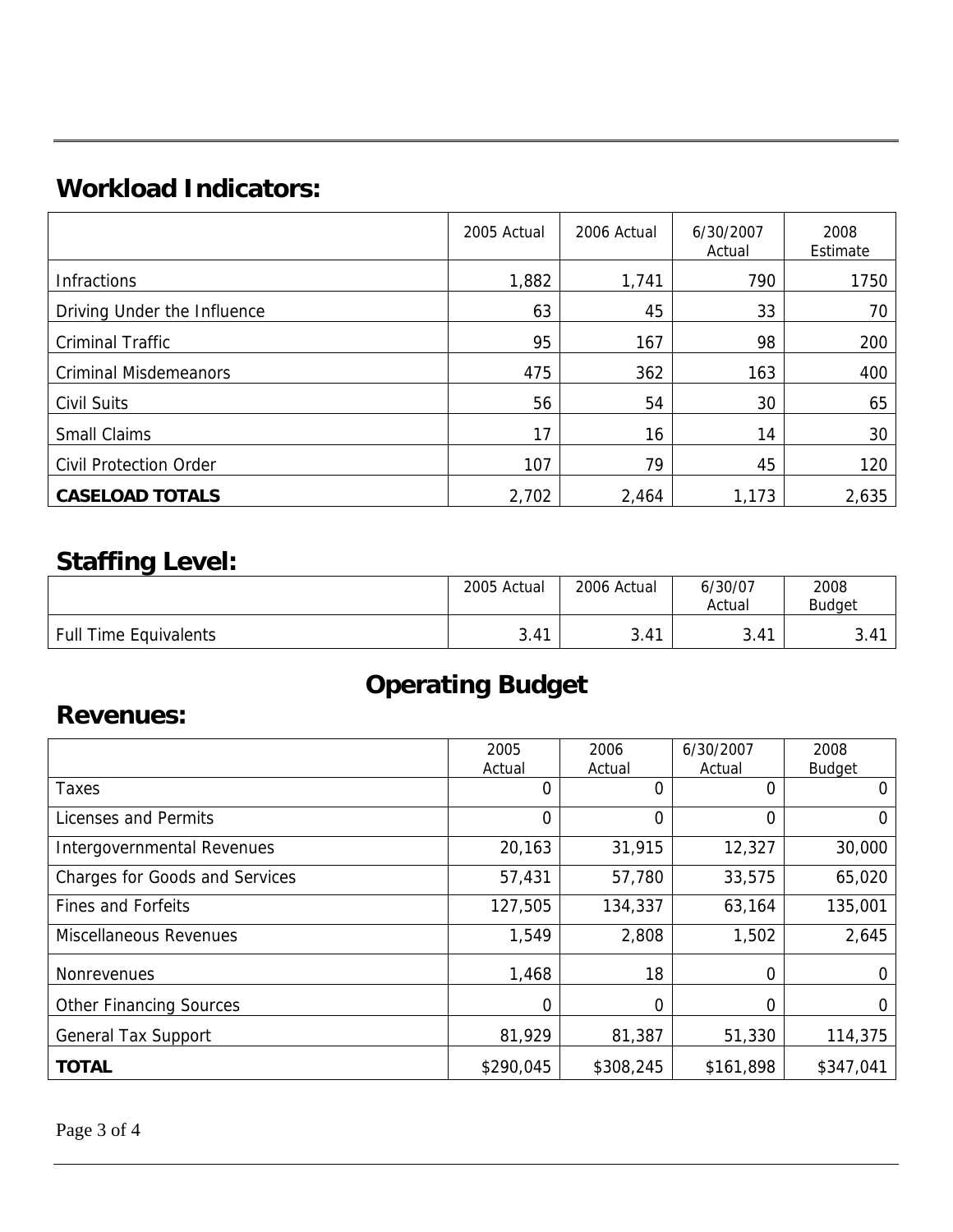## Workload Indicators:

| | 2005 Actual | 2006 Actual | 6/30/2007 Actual | 2008 Estimate |
|---|---|---|---|---|
| Infractions | 1,882 | 1,741 | 790 | 1750 |
| Driving Under the Influence | 63 | 45 | 33 | 70 |
| Criminal Traffic | 95 | 167 | 98 | 200 |
| Criminal Misdemeanors | 475 | 362 | 163 | 400 |
| Civil Suits | 56 | 54 | 30 | 65 |
| Small Claims | 17 | 16 | 14 | 30 |
| Civil Protection Order | 107 | 79 | 45 | 120 |
| **CASELOAD TOTALS** | 2,702 | 2,464 | 1,173 | 2,635 |

## Staffing Level:

| | 2005 Actual | 2006 Actual | 6/30/07 Actual | 2008 Budget |
|---|---|---|---|---|
| Full Time Equivalents | 3.41 | 3.41 | 3.41 | 3.41 |

# Operating Budget

## Revenues:

| | 2005 Actual | 2006 Actual | 6/30/2007 Actual | 2008 Budget |
|---|---|---|---|---|
| Taxes | 0 | 0 | 0 | 0 |
| Licenses and Permits | 0 | 0 | 0 | 0 |
| Intergovernmental Revenues | 20,163 | 31,915 | 12,327 | 30,000 |
| Charges for Goods and Services | 57,431 | 57,780 | 33,575 | 65,020 |
| Fines and Forfeits | 127,505 | 134,337 | 63,164 | 135,001 |
| Miscellaneous Revenues | 1,549 | 2,808 | 1,502 | 2,645 |
| Nonrevenues | 1,468 | 18 | 0 | 0 |
| Other Financing Sources | 0 | 0 | 0 | 0 |
| General Tax Support | 81,929 | 81,387 | 51,330 | 114,375 |
| **TOTAL** | $290,045 | $308,245 | $161,898 | $347,041 |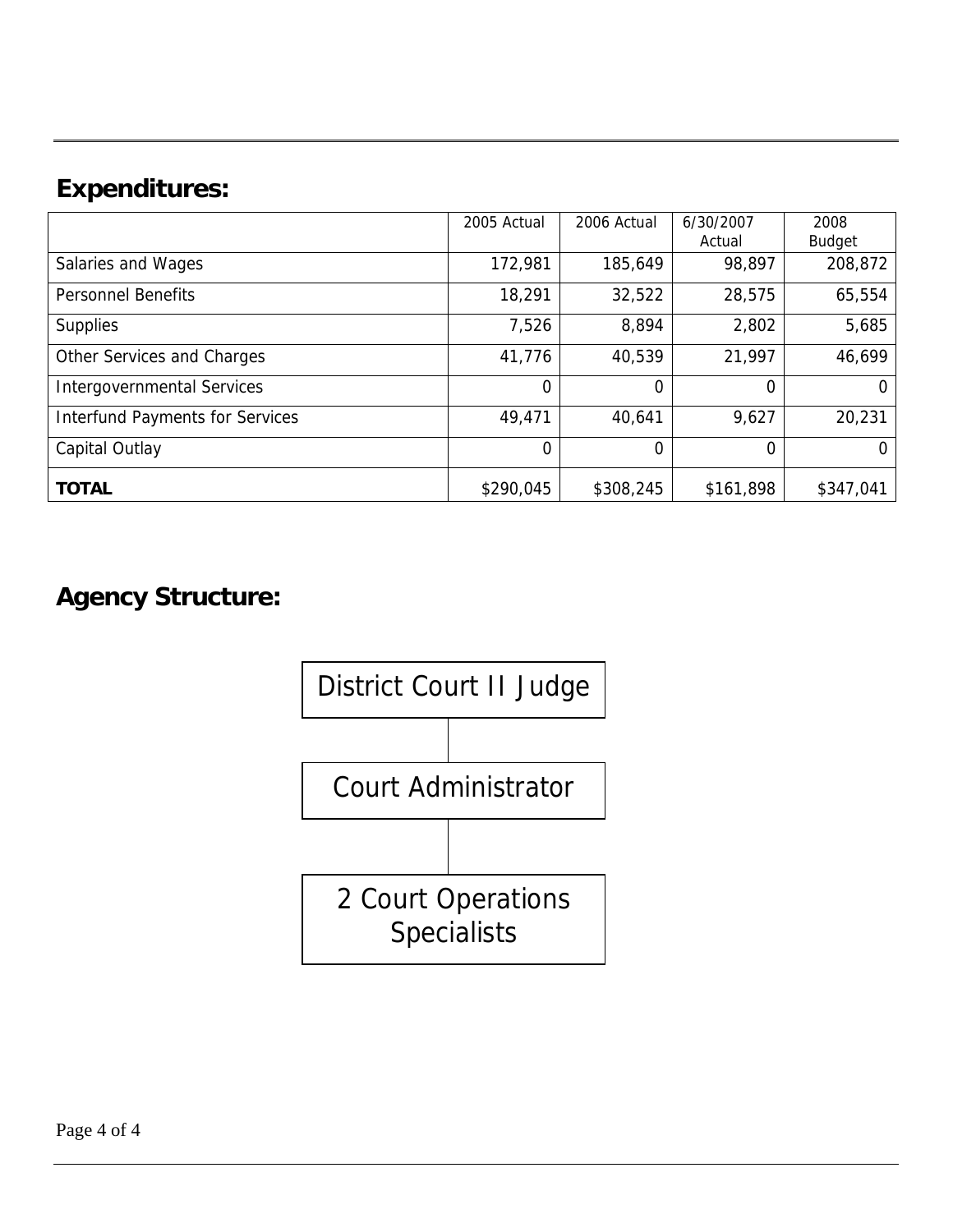## Expenditures:

| | 2005 Actual | 2006 Actual | 6/30/2007 Actual | 2008 Budget |
|---|---|---|---|---|
| Salaries and Wages | 172,981 | 185,649 | 98,897 | 208,872 |
| Personnel Benefits | 18,291 | 32,522 | 28,575 | 65,554 |
| Supplies | 7,526 | 8,894 | 2,802 | 5,685 |
| Other Services and Charges | 41,776 | 40,539 | 21,997 | 46,699 |
| Intergovernmental Services | 0 | 0 | 0 | 0 |
| Interfund Payments for Services | 49,471 | 40,641 | 9,627 | 20,231 |
| Capital Outlay | 0 | 0 | 0 | 0 |
| **TOTAL** | $290,045 | $308,245 | $161,898 | $347,041 |

## Agency Structure:

District Court II Judge

Court Administrator

2 Court Operations Specialists